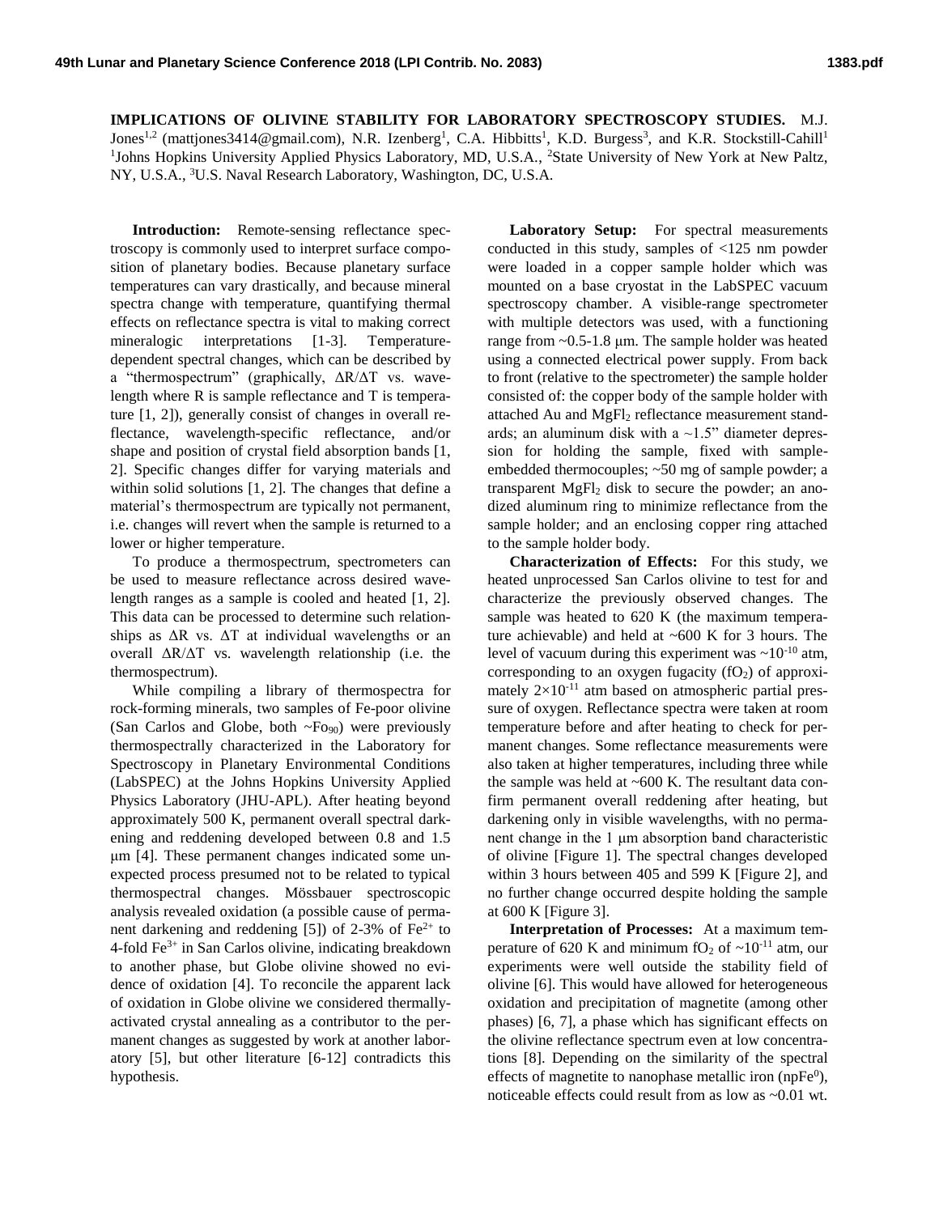**IMPLICATIONS OF OLIVINE STABILITY FOR LABORATORY SPECTROSCOPY STUDIES.** M.J. Jones[1,2] (mattjones3414@gmail.com), N.R. Izenberg[1], C.A. Hibbitts[1], K.D. Burgess[3], and K.R. Stockstill-Cahill[1] [1]Johns Hopkins University Applied Physics Laboratory, MD, U.S.A., [2]State University of New York at New Paltz, NY, U.S.A., [3]U.S. Naval Research Laboratory, Washington, DC, U.S.A.

**Introduction:** Remote-sensing reflectance spectroscopy is commonly used to interpret surface composition of planetary bodies. Because planetary surface temperatures can vary drastically, and because mineral spectra change with temperature, quantifying thermal effects on reflectance spectra is vital to making correct mineralogic interpretations [1-3]. Temperature-dependent spectral changes, which can be described by a "thermospectrum" (graphically, $\Delta R/\Delta T$ vs. wavelength where R is sample reflectance and T is temperature [1, 2]), generally consist of changes in overall reflectance, wavelength-specific reflectance, and/or shape and position of crystal field absorption bands [1, 2]. Specific changes differ for varying materials and within solid solutions [1, 2]. The changes that define a material's thermospectrum are typically not permanent, i.e. changes will revert when the sample is returned to a lower or higher temperature.

To produce a thermospectrum, spectrometers can be used to measure reflectance across desired wavelength ranges as a sample is cooled and heated [1, 2]. This data can be processed to determine such relationships as $\Delta R$ vs. $\Delta T$ at individual wavelengths or an overall $\Delta R/\Delta T$ vs. wavelength relationship (i.e. the thermospectrum).

While compiling a library of thermospectra for rock-forming minerals, two samples of Fe-poor olivine (San Carlos and Globe, both ~$Fo_{90}$) were previously thermospectrally characterized in the Laboratory for Spectroscopy in Planetary Environmental Conditions (LabSPEC) at the Johns Hopkins University Applied Physics Laboratory (JHU-APL). After heating beyond approximately 500 K, permanent overall spectral darkening and reddening developed between 0.8 and 1.5 μm [4]. These permanent changes indicated some unexpected process presumed not to be related to typical thermospectral changes. Mössbauer spectroscopic analysis revealed oxidation (a possible cause of permanent darkening and reddening [5]) of 2-3% of $Fe^{2+}$ to 4-fold $Fe^{3+}$ in San Carlos olivine, indicating breakdown to another phase, but Globe olivine showed no evidence of oxidation [4]. To reconcile the apparent lack of oxidation in Globe olivine we considered thermally-activated crystal annealing as a contributor to the permanent changes as suggested by work at another laboratory [5], but other literature [6-12] contradicts this hypothesis.

**Laboratory Setup:** For spectral measurements conducted in this study, samples of <125 nm powder were loaded in a copper sample holder which was mounted on a base cryostat in the LabSPEC vacuum spectroscopy chamber. A visible-range spectrometer with multiple detectors was used, with a functioning range from ~0.5-1.8 μm. The sample holder was heated using a connected electrical power supply. From back to front (relative to the spectrometer) the sample holder consisted of: the copper body of the sample holder with attached Au and $MgFl_2$ reflectance measurement standards; an aluminum disk with a ~1.5" diameter depression for holding the sample, fixed with sample-embedded thermocouples; ~50 mg of sample powder; a transparent $MgFl_2$ disk to secure the powder; an anodized aluminum ring to minimize reflectance from the sample holder; and an enclosing copper ring attached to the sample holder body.

**Characterization of Effects:** For this study, we heated unprocessed San Carlos olivine to test for and characterize the previously observed changes. The sample was heated to 620 K (the maximum temperature achievable) and held at ~600 K for 3 hours. The level of vacuum during this experiment was ~$10^{-10}$ atm, corresponding to an oxygen fugacity ($fO_2$) of approximately $2\times10^{-11}$ atm based on atmospheric partial pressure of oxygen. Reflectance spectra were taken at room temperature before and after heating to check for permanent changes. Some reflectance measurements were also taken at higher temperatures, including three while the sample was held at ~600 K. The resultant data confirm permanent overall reddening after heating, but darkening only in visible wavelengths, with no permanent change in the 1 μm absorption band characteristic of olivine [Figure 1]. The spectral changes developed within 3 hours between 405 and 599 K [Figure 2], and no further change occurred despite holding the sample at 600 K [Figure 3].

**Interpretation of Processes:** At a maximum temperature of 620 K and minimum $fO_2$ of ~$10^{-11}$ atm, our experiments were well outside the stability field of olivine [6]. This would have allowed for heterogeneous oxidation and precipitation of magnetite (among other phases) [6, 7], a phase which has significant effects on the olivine reflectance spectrum even at low concentrations [8]. Depending on the similarity of the spectral effects of magnetite to nanophase metallic iron ($npFe^0$), noticeable effects could result from as low as ~0.01 wt.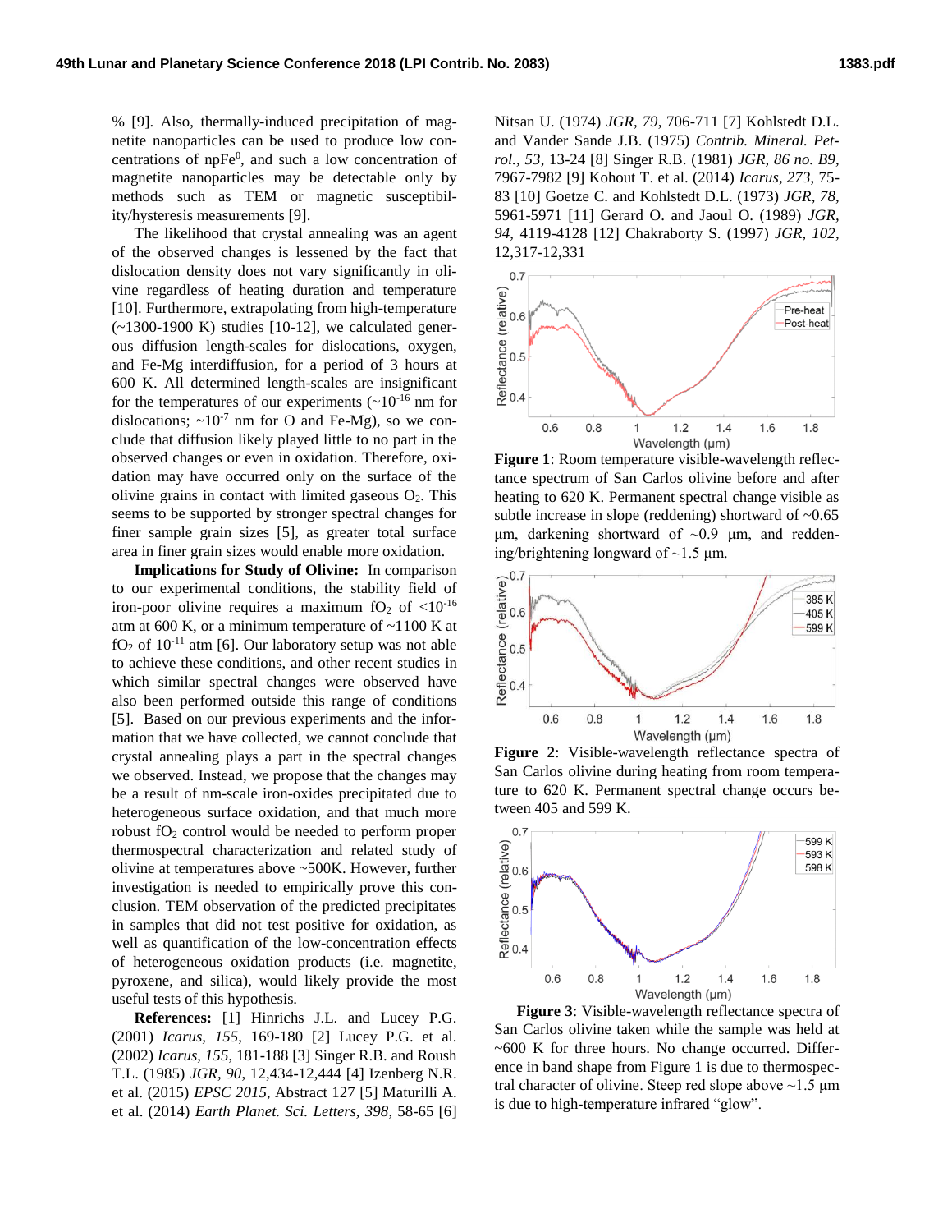% [9]. Also, thermally-induced precipitation of magnetite nanoparticles can be used to produce low concentrations of $npFe^0$, and such a low concentration of magnetite nanoparticles may be detectable only by methods such as TEM or magnetic susceptibility/hysteresis measurements [9].

The likelihood that crystal annealing was an agent of the observed changes is lessened by the fact that dislocation density does not vary significantly in olivine regardless of heating duration and temperature [10]. Furthermore, extrapolating from high-temperature (~1300-1900 K) studies [10-12], we calculated generous diffusion length-scales for dislocations, oxygen, and Fe-Mg interdiffusion, for a period of 3 hours at 600 K. All determined length-scales are insignificant for the temperatures of our experiments (~$10^{-16}$ nm for dislocations; ~$10^{-7}$ nm for O and Fe-Mg), so we conclude that diffusion likely played little to no part in the observed changes or even in oxidation. Therefore, oxidation may have occurred only on the surface of the olivine grains in contact with limited gaseous $O_2$. This seems to be supported by stronger spectral changes for finer sample grain sizes [5], as greater total surface area in finer grain sizes would enable more oxidation.

**Implications for Study of Olivine:** In comparison to our experimental conditions, the stability field of iron-poor olivine requires a maximum $fO_2$ of $<10^{-16}$ atm at 600 K, or a minimum temperature of ~1100 K at $fO_2$ of $10^{-11}$ atm [6]. Our laboratory setup was not able to achieve these conditions, and other recent studies in which similar spectral changes were observed have also been performed outside this range of conditions [5]. Based on our previous experiments and the information that we have collected, we cannot conclude that crystal annealing plays a part in the spectral changes we observed. Instead, we propose that the changes may be a result of nm-scale iron-oxides precipitated due to heterogeneous surface oxidation, and that much more robust $fO_2$ control would be needed to perform proper thermospectral characterization and related study of olivine at temperatures above ~500K. However, further investigation is needed to empirically prove this conclusion. TEM observation of the predicted precipitates in samples that did not test positive for oxidation, as well as quantification of the low-concentration effects of heterogeneous oxidation products (i.e. magnetite, pyroxene, and silica), would likely provide the most useful tests of this hypothesis.

**References:** [1] Hinrichs J.L. and Lucey P.G. (2001) *Icarus, 155*, 169-180 [2] Lucey P.G. et al. (2002) *Icarus, 155*, 181-188 [3] Singer R.B. and Roush T.L. (1985) *JGR, 90*, 12,434-12,444 [4] Izenberg N.R. et al. (2015) *EPSC 2015*, Abstract 127 [5] Maturilli A. et al. (2014) *Earth Planet. Sci. Letters, 398*, 58-65 [6] Nitsan U. (1974) *JGR, 79*, 706-711 [7] Kohlstedt D.L. and Vander Sande J.B. (1975) *Contrib. Mineral. Petrol., 53*, 13-24 [8] Singer R.B. (1981) *JGR, 86 no. B9*, 7967-7982 [9] Kohout T. et al. (2014) *Icarus, 273*, 75-83 [10] Goetze C. and Kohlstedt D.L. (1973) *JGR, 78*, 5961-5971 [11] Gerard O. and Jaoul O. (1989) *JGR, 94*, 4119-4128 [12] Chakraborty S. (1997) *JGR, 102*, 12,317-12,331

Reflectance (relative)
Wavelength (μm)
Pre-heat
Post-heat

**Figure 1**: Room temperature visible-wavelength reflectance spectrum of San Carlos olivine before and after heating to 620 K. Permanent spectral change visible as subtle increase in slope (reddening) shortward of ~0.65 μm, darkening shortward of ~0.9 μm, and reddening/brightening longward of ~1.5 μm.

Reflectance (relative)
Wavelength (μm)
385 K
405 K
599 K

**Figure 2**: Visible-wavelength reflectance spectra of San Carlos olivine during heating from room temperature to 620 K. Permanent spectral change occurs between 405 and 599 K.

Reflectance (relative)
Wavelength (μm)
599 K
593 K
598 K

**Figure 3**: Visible-wavelength reflectance spectra of San Carlos olivine taken while the sample was held at ~600 K for three hours. No change occurred. Difference in band shape from Figure 1 is due to thermospectral character of olivine. Steep red slope above ~1.5 μm is due to high-temperature infrared "glow".